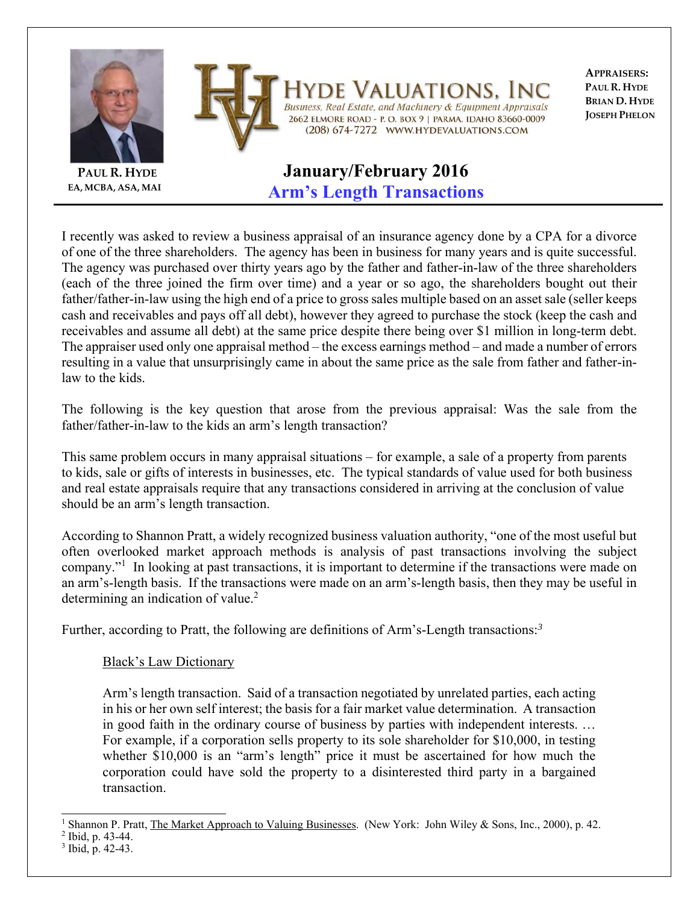**HYDE VALUATIONS, INC**

*Business, Real Estate, and Machinery & Equipment Appraisals*

2662 ELMORE ROAD - P. O. BOX 9 | PARMA, IDAHO 83660-0009

(208) 674-7272 WWW.HYDEVALUATIONS.COM

**APPRAISERS:**
**PAUL R. HYDE**
**BRIAN D. HYDE**
**JOSEPH PHELON**

**PAUL R. HYDE**
**EA, MCBA, ASA, MAI**

# January/February 2016

## Arm's Length Transactions

I recently was asked to review a business appraisal of an insurance agency done by a CPA for a divorce of one of the three shareholders. The agency has been in business for many years and is quite successful. The agency was purchased over thirty years ago by the father and father-in-law of the three shareholders (each of the three joined the firm over time) and a year or so ago, the shareholders bought out their father/father-in-law using the high end of a price to gross sales multiple based on an asset sale (seller keeps cash and receivables and pays off all debt), however they agreed to purchase the stock (keep the cash and receivables and assume all debt) at the same price despite there being over $1 million in long-term debt. The appraiser used only one appraisal method – the excess earnings method – and made a number of errors resulting in a value that unsurprisingly came in about the same price as the sale from father and father-in-law to the kids.

The following is the key question that arose from the previous appraisal: Was the sale from the father/father-in-law to the kids an arm's length transaction?

This same problem occurs in many appraisal situations – for example, a sale of a property from parents to kids, sale or gifts of interests in businesses, etc. The typical standards of value used for both business and real estate appraisals require that any transactions considered in arriving at the conclusion of value should be an arm's length transaction.

According to Shannon Pratt, a widely recognized business valuation authority, "one of the most useful but often overlooked market approach methods is analysis of past transactions involving the subject company."[1] In looking at past transactions, it is important to determine if the transactions were made on an arm's-length basis. If the transactions were made on an arm's-length basis, then they may be useful in determining an indication of value.[2]

Further, according to Pratt, the following are definitions of Arm's-Length transactions:[3]

> Black's Law Dictionary
>
> Arm's length transaction. Said of a transaction negotiated by unrelated parties, each acting in his or her own self interest; the basis for a fair market value determination. A transaction in good faith in the ordinary course of business by parties with independent interests. … For example, if a corporation sells property to its sole shareholder for $10,000, in testing whether $10,000 is an "arm's length" price it must be ascertained for how much the corporation could have sold the property to a disinterested third party in a bargained transaction.

---

[1] Shannon P. Pratt, The Market Approach to Valuing Businesses. (New York: John Wiley & Sons, Inc., 2000), p. 42.

[2] Ibid, p. 43-44.

[3] Ibid, p. 42-43.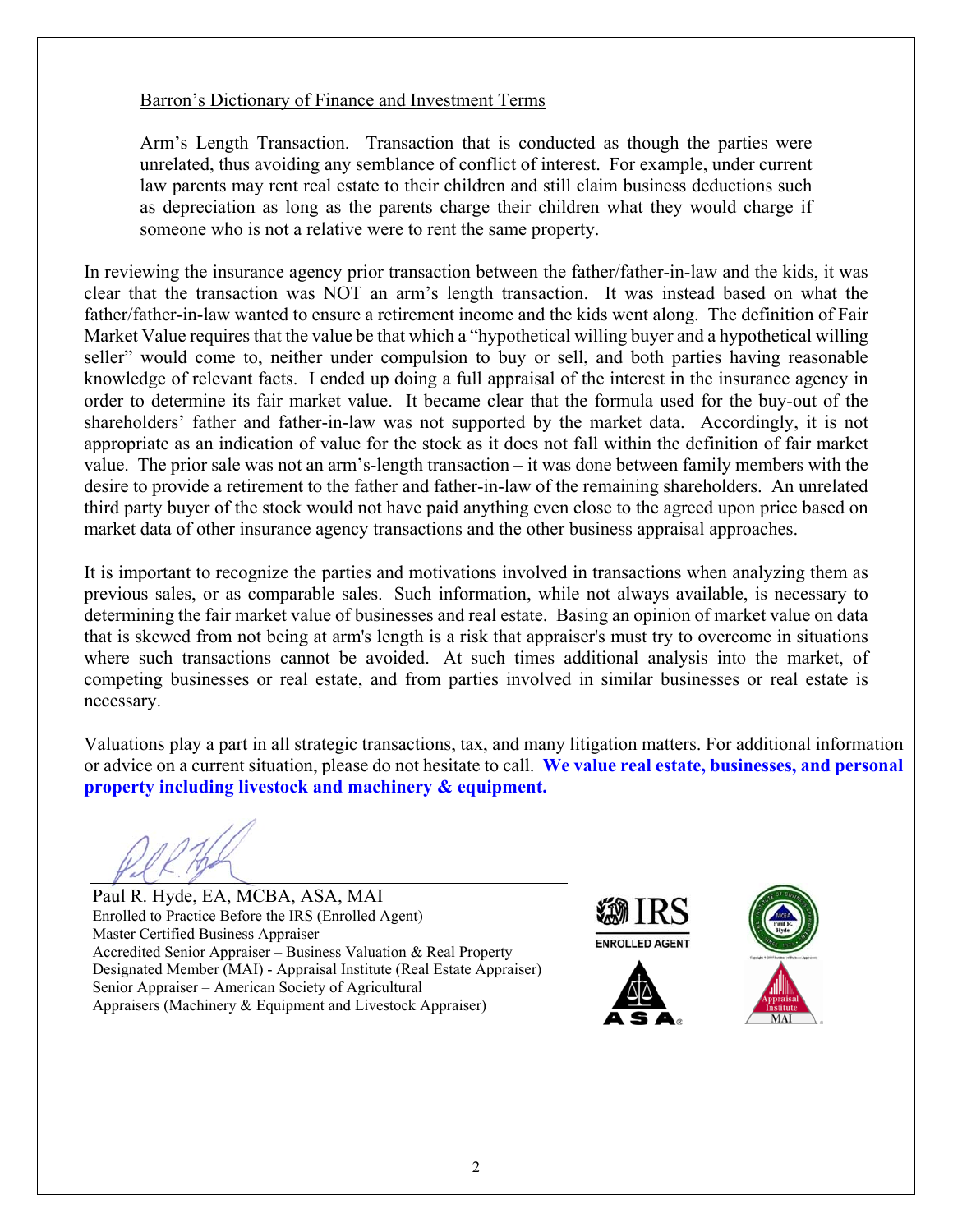Barron's Dictionary of Finance and Investment Terms

> Arm's Length Transaction. Transaction that is conducted as though the parties were unrelated, thus avoiding any semblance of conflict of interest. For example, under current law parents may rent real estate to their children and still claim business deductions such as depreciation as long as the parents charge their children what they would charge if someone who is not a relative were to rent the same property.

In reviewing the insurance agency prior transaction between the father/father-in-law and the kids, it was clear that the transaction was NOT an arm's length transaction. It was instead based on what the father/father-in-law wanted to ensure a retirement income and the kids went along. The definition of Fair Market Value requires that the value be that which a "hypothetical willing buyer and a hypothetical willing seller" would come to, neither under compulsion to buy or sell, and both parties having reasonable knowledge of relevant facts. I ended up doing a full appraisal of the interest in the insurance agency in order to determine its fair market value. It became clear that the formula used for the buy-out of the shareholders' father and father-in-law was not supported by the market data. Accordingly, it is not appropriate as an indication of value for the stock as it does not fall within the definition of fair market value. The prior sale was not an arm's-length transaction – it was done between family members with the desire to provide a retirement to the father and father-in-law of the remaining shareholders. An unrelated third party buyer of the stock would not have paid anything even close to the agreed upon price based on market data of other insurance agency transactions and the other business appraisal approaches.

It is important to recognize the parties and motivations involved in transactions when analyzing them as previous sales, or as comparable sales. Such information, while not always available, is necessary to determining the fair market value of businesses and real estate. Basing an opinion of market value on data that is skewed from not being at arm's length is a risk that appraiser's must try to overcome in situations where such transactions cannot be avoided. At such times additional analysis into the market, of competing businesses or real estate, and from parties involved in similar businesses or real estate is necessary.

Valuations play a part in all strategic transactions, tax, and many litigation matters. For additional information or advice on a current situation, please do not hesitate to call. **We value real estate, businesses, and personal property including livestock and machinery & equipment.**

Paul R. Hyde, EA, MCBA, ASA, MAI
Enrolled to Practice Before the IRS (Enrolled Agent)
Master Certified Business Appraiser
Accredited Senior Appraiser – Business Valuation & Real Property
Designated Member (MAI) - Appraisal Institute (Real Estate Appraiser)
Senior Appraiser – American Society of Agricultural Appraisers (Machinery & Equipment and Livestock Appraiser)